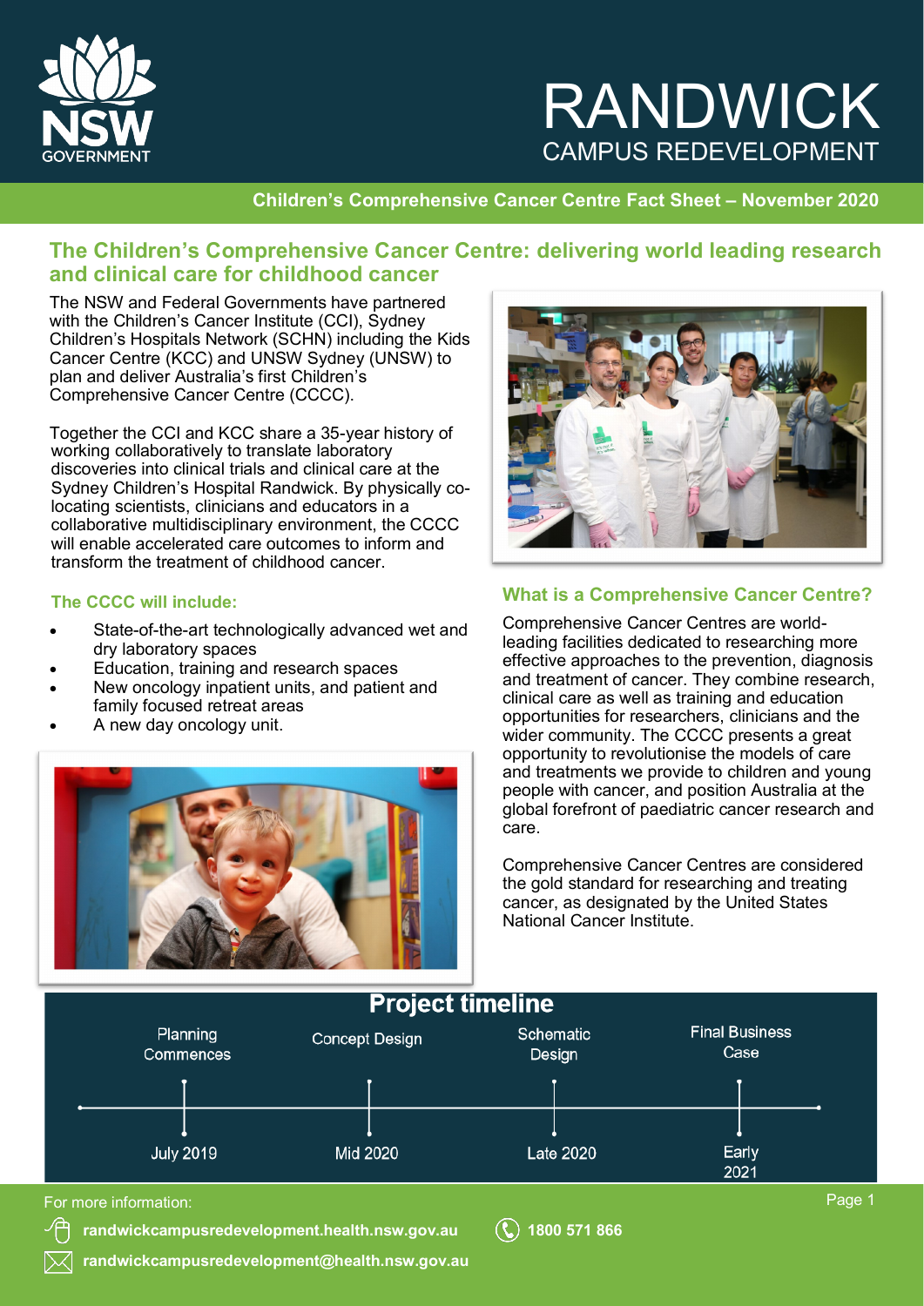# RANDWICK CAMPUS REDEVELOPMENT

**Children's Comprehensive Cancer Centre Fact Sheet – November 2020**

## The Children's Comprehensive Cancer Centre: delivering world leading research and clinical care for childhood cancer

The NSW and Federal Governments have partnered with the Children's Cancer Institute (CCI), Sydney Children's Hospitals Network (SCHN) including the Kids Cancer Centre (KCC) and UNSW Sydney (UNSW) to plan and deliver Australia's first Children's Comprehensive Cancer Centre (CCCC).

Together the CCI and KCC share a 35-year history of working collaboratively to translate laboratory discoveries into clinical trials and clinical care at the Sydney Children's Hospital Randwick. By physically co-locating scientists, clinicians and educators in a collaborative multidisciplinary environment, the CCCC will enable accelerated care outcomes to inform and transform the treatment of childhood cancer.

### The CCCC will include:

- State-of-the-art technologically advanced wet and dry laboratory spaces
- Education, training and research spaces
- New oncology inpatient units, and patient and family focused retreat areas
- A new day oncology unit.

### What is a Comprehensive Cancer Centre?

Comprehensive Cancer Centres are world-leading facilities dedicated to researching more effective approaches to the prevention, diagnosis and treatment of cancer. They combine research, clinical care as well as training and education opportunities for researchers, clinicians and the wider community. The CCCC presents a great opportunity to revolutionise the models of care and treatments we provide to children and young people with cancer, and position Australia at the global forefront of paediatric cancer research and care.

Comprehensive Cancer Centres are considered the gold standard for researching and treating cancer, as designated by the United States National Cancer Institute.

## Project timeline

| Planning Commences | Concept Design | Schematic Design | Final Business Case |
|---|---|---|---|
| July 2019 | Mid 2020 | Late 2020 | Early 2021 |

For more information:

**randwickcampusredevelopment.health.nsw.gov.au**

**1800 571 866**

**randwickcampusredevelopment@health.nsw.gov.au**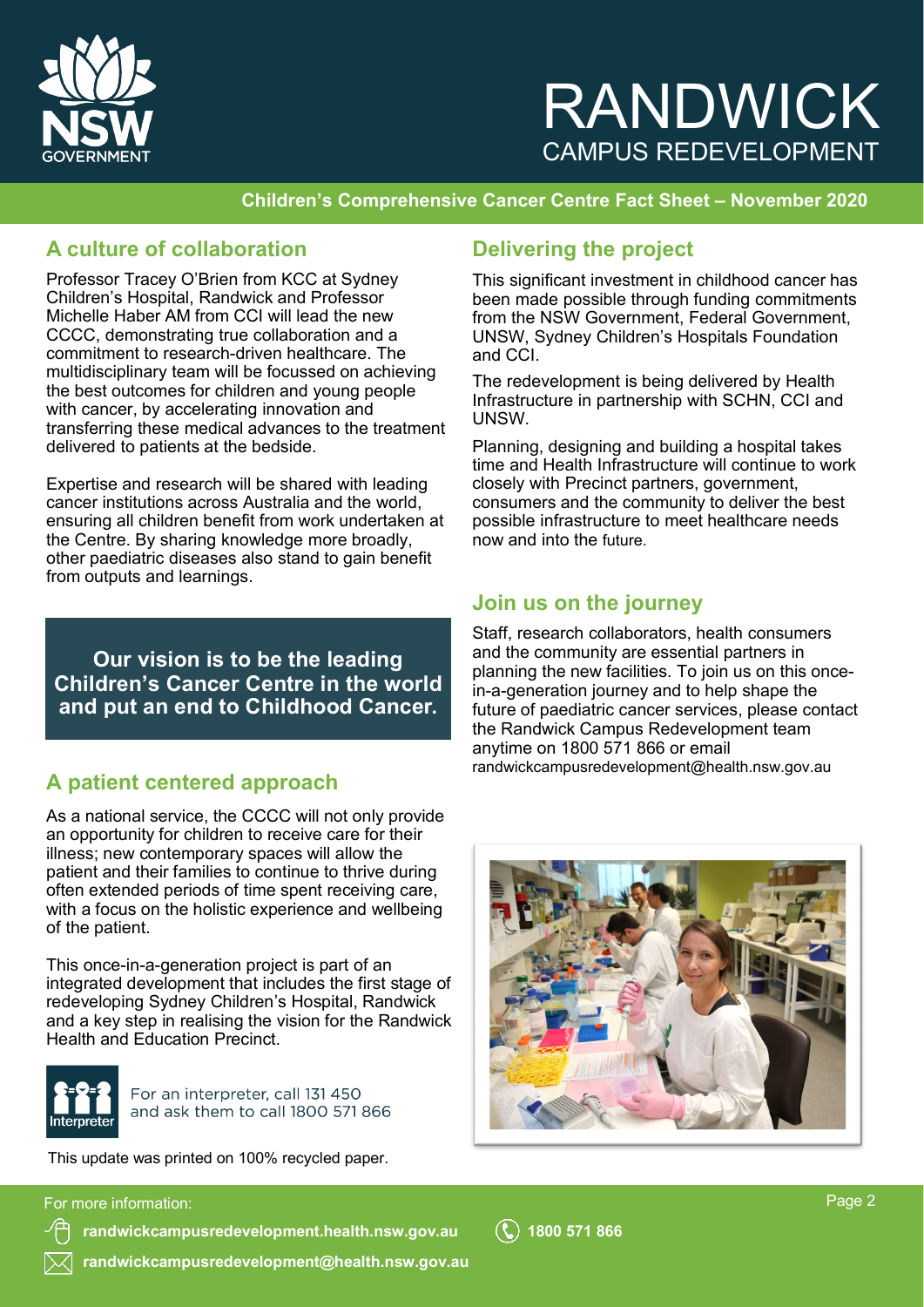# RANDWICK CAMPUS REDEVELOPMENT

**Children's Comprehensive Cancer Centre Fact Sheet – November 2020**

## A culture of collaboration

Professor Tracey O'Brien from KCC at Sydney Children's Hospital, Randwick and Professor Michelle Haber AM from CCI will lead the new CCCC, demonstrating true collaboration and a commitment to research-driven healthcare. The multidisciplinary team will be focussed on achieving the best outcomes for children and young people with cancer, by accelerating innovation and transferring these medical advances to the treatment delivered to patients at the bedside.

Expertise and research will be shared with leading cancer institutions across Australia and the world, ensuring all children benefit from work undertaken at the Centre. By sharing knowledge more broadly, other paediatric diseases also stand to gain benefit from outputs and learnings.

**Our vision is to be the leading Children's Cancer Centre in the world and put an end to Childhood Cancer.**

## A patient centered approach

As a national service, the CCCC will not only provide an opportunity for children to receive care for their illness; new contemporary spaces will allow the patient and their families to continue to thrive during often extended periods of time spent receiving care, with a focus on the holistic experience and wellbeing of the patient.

This once-in-a-generation project is part of an integrated development that includes the first stage of redeveloping Sydney Children's Hospital, Randwick and a key step in realising the vision for the Randwick Health and Education Precinct.

For an interpreter, call 131 450 and ask them to call 1800 571 866

This update was printed on 100% recycled paper.

## Delivering the project

This significant investment in childhood cancer has been made possible through funding commitments from the NSW Government, Federal Government, UNSW, Sydney Children's Hospitals Foundation and CCI.

The redevelopment is being delivered by Health Infrastructure in partnership with SCHN, CCI and UNSW.

Planning, designing and building a hospital takes time and Health Infrastructure will continue to work closely with Precinct partners, government, consumers and the community to deliver the best possible infrastructure to meet healthcare needs now and into the future.

## Join us on the journey

Staff, research collaborators, health consumers and the community are essential partners in planning the new facilities. To join us on this once-in-a-generation journey and to help shape the future of paediatric cancer services, please contact the Randwick Campus Redevelopment team anytime on 1800 571 866 or email randwickcampusredevelopment@health.nsw.gov.au

For more information:

**randwickcampusredevelopment.health.nsw.gov.au**

**1800 571 866**

**randwickcampusredevelopment@health.nsw.gov.au**